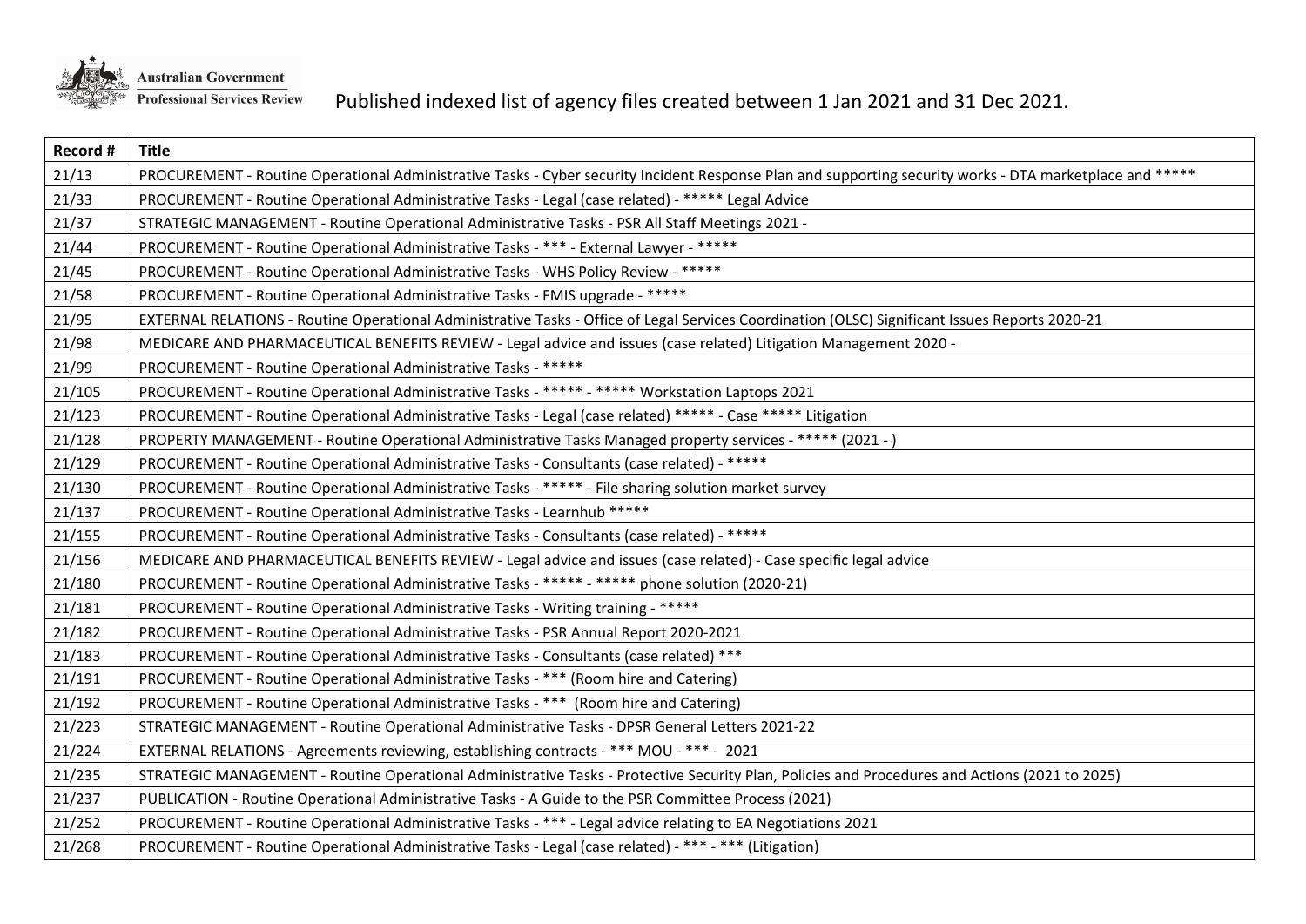Australian Government
Professional Services Review

# Published indexed list of agency files created between 1 Jan 2021 and 31 Dec 2021.

| Record # | Title |
| --- | --- |
| 21/13 | PROCUREMENT - Routine Operational Administrative Tasks - Cyber security Incident Response Plan and supporting security works - DTA marketplace and ***** |
| 21/33 | PROCUREMENT - Routine Operational Administrative Tasks - Legal (case related) - ***** Legal Advice |
| 21/37 | STRATEGIC MANAGEMENT - Routine Operational Administrative Tasks - PSR All Staff Meetings 2021 - |
| 21/44 | PROCUREMENT - Routine Operational Administrative Tasks - *** - External Lawyer - ***** |
| 21/45 | PROCUREMENT - Routine Operational Administrative Tasks - WHS Policy Review - ***** |
| 21/58 | PROCUREMENT - Routine Operational Administrative Tasks - FMIS upgrade - ***** |
| 21/95 | EXTERNAL RELATIONS - Routine Operational Administrative Tasks - Office of Legal Services Coordination (OLSC) Significant Issues Reports 2020-21 |
| 21/98 | MEDICARE AND PHARMACEUTICAL BENEFITS REVIEW - Legal advice and issues (case related) Litigation Management 2020 - |
| 21/99 | PROCUREMENT - Routine Operational Administrative Tasks - ***** |
| 21/105 | PROCUREMENT - Routine Operational Administrative Tasks - ***** - ***** Workstation Laptops 2021 |
| 21/123 | PROCUREMENT - Routine Operational Administrative Tasks - Legal (case related) ***** - Case ***** Litigation |
| 21/128 | PROPERTY MANAGEMENT - Routine Operational Administrative Tasks Managed property services - ***** (2021 - ) |
| 21/129 | PROCUREMENT - Routine Operational Administrative Tasks - Consultants (case related) - ***** |
| 21/130 | PROCUREMENT - Routine Operational Administrative Tasks - ***** - File sharing solution market survey |
| 21/137 | PROCUREMENT - Routine Operational Administrative Tasks - Learnhub ***** |
| 21/155 | PROCUREMENT - Routine Operational Administrative Tasks - Consultants (case related) - ***** |
| 21/156 | MEDICARE AND PHARMACEUTICAL BENEFITS REVIEW - Legal advice and issues (case related) - Case specific legal advice |
| 21/180 | PROCUREMENT - Routine Operational Administrative Tasks - ***** - ***** phone solution (2020-21) |
| 21/181 | PROCUREMENT - Routine Operational Administrative Tasks - Writing training - ***** |
| 21/182 | PROCUREMENT - Routine Operational Administrative Tasks - PSR Annual Report 2020-2021 |
| 21/183 | PROCUREMENT - Routine Operational Administrative Tasks - Consultants (case related) *** |
| 21/191 | PROCUREMENT - Routine Operational Administrative Tasks - *** (Room hire and Catering) |
| 21/192 | PROCUREMENT - Routine Operational Administrative Tasks - *** (Room hire and Catering) |
| 21/223 | STRATEGIC MANAGEMENT - Routine Operational Administrative Tasks - DPSR General Letters 2021-22 |
| 21/224 | EXTERNAL RELATIONS - Agreements reviewing, establishing contracts - *** MOU - *** - 2021 |
| 21/235 | STRATEGIC MANAGEMENT - Routine Operational Administrative Tasks - Protective Security Plan, Policies and Procedures and Actions (2021 to 2025) |
| 21/237 | PUBLICATION - Routine Operational Administrative Tasks - A Guide to the PSR Committee Process (2021) |
| 21/252 | PROCUREMENT - Routine Operational Administrative Tasks - *** - Legal advice relating to EA Negotiations 2021 |
| 21/268 | PROCUREMENT - Routine Operational Administrative Tasks - Legal (case related) - *** - *** (Litigation) |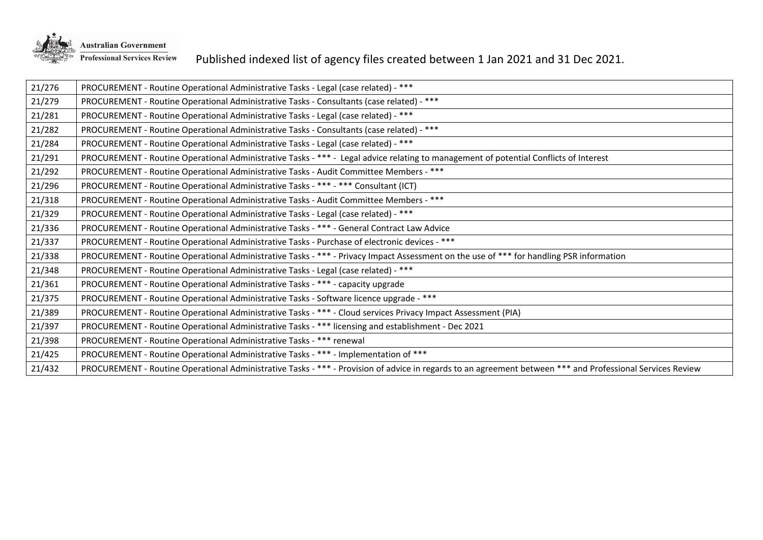Published indexed list of agency files created between 1 Jan 2021 and 31 Dec 2021.

| | |
|---|---|
| 21/276 | PROCUREMENT - Routine Operational Administrative Tasks - Legal (case related) - *** |
| 21/279 | PROCUREMENT - Routine Operational Administrative Tasks - Consultants (case related) - *** |
| 21/281 | PROCUREMENT - Routine Operational Administrative Tasks - Legal (case related) - *** |
| 21/282 | PROCUREMENT - Routine Operational Administrative Tasks - Consultants (case related) - *** |
| 21/284 | PROCUREMENT - Routine Operational Administrative Tasks - Legal (case related) - *** |
| 21/291 | PROCUREMENT - Routine Operational Administrative Tasks - *** - Legal advice relating to management of potential Conflicts of Interest |
| 21/292 | PROCUREMENT - Routine Operational Administrative Tasks - Audit Committee Members - *** |
| 21/296 | PROCUREMENT - Routine Operational Administrative Tasks - *** - *** Consultant (ICT) |
| 21/318 | PROCUREMENT - Routine Operational Administrative Tasks - Audit Committee Members - *** |
| 21/329 | PROCUREMENT - Routine Operational Administrative Tasks - Legal (case related) - *** |
| 21/336 | PROCUREMENT - Routine Operational Administrative Tasks - *** - General Contract Law Advice |
| 21/337 | PROCUREMENT - Routine Operational Administrative Tasks - Purchase of electronic devices - *** |
| 21/338 | PROCUREMENT - Routine Operational Administrative Tasks - *** - Privacy Impact Assessment on the use of *** for handling PSR information |
| 21/348 | PROCUREMENT - Routine Operational Administrative Tasks - Legal (case related) - *** |
| 21/361 | PROCUREMENT - Routine Operational Administrative Tasks - *** - capacity upgrade |
| 21/375 | PROCUREMENT - Routine Operational Administrative Tasks - Software licence upgrade - *** |
| 21/389 | PROCUREMENT - Routine Operational Administrative Tasks - *** - Cloud services Privacy Impact Assessment (PIA) |
| 21/397 | PROCUREMENT - Routine Operational Administrative Tasks - *** licensing and establishment - Dec 2021 |
| 21/398 | PROCUREMENT - Routine Operational Administrative Tasks - *** renewal |
| 21/425 | PROCUREMENT - Routine Operational Administrative Tasks - *** - Implementation of *** |
| 21/432 | PROCUREMENT - Routine Operational Administrative Tasks - *** - Provision of advice in regards to an agreement between *** and Professional Services Review |